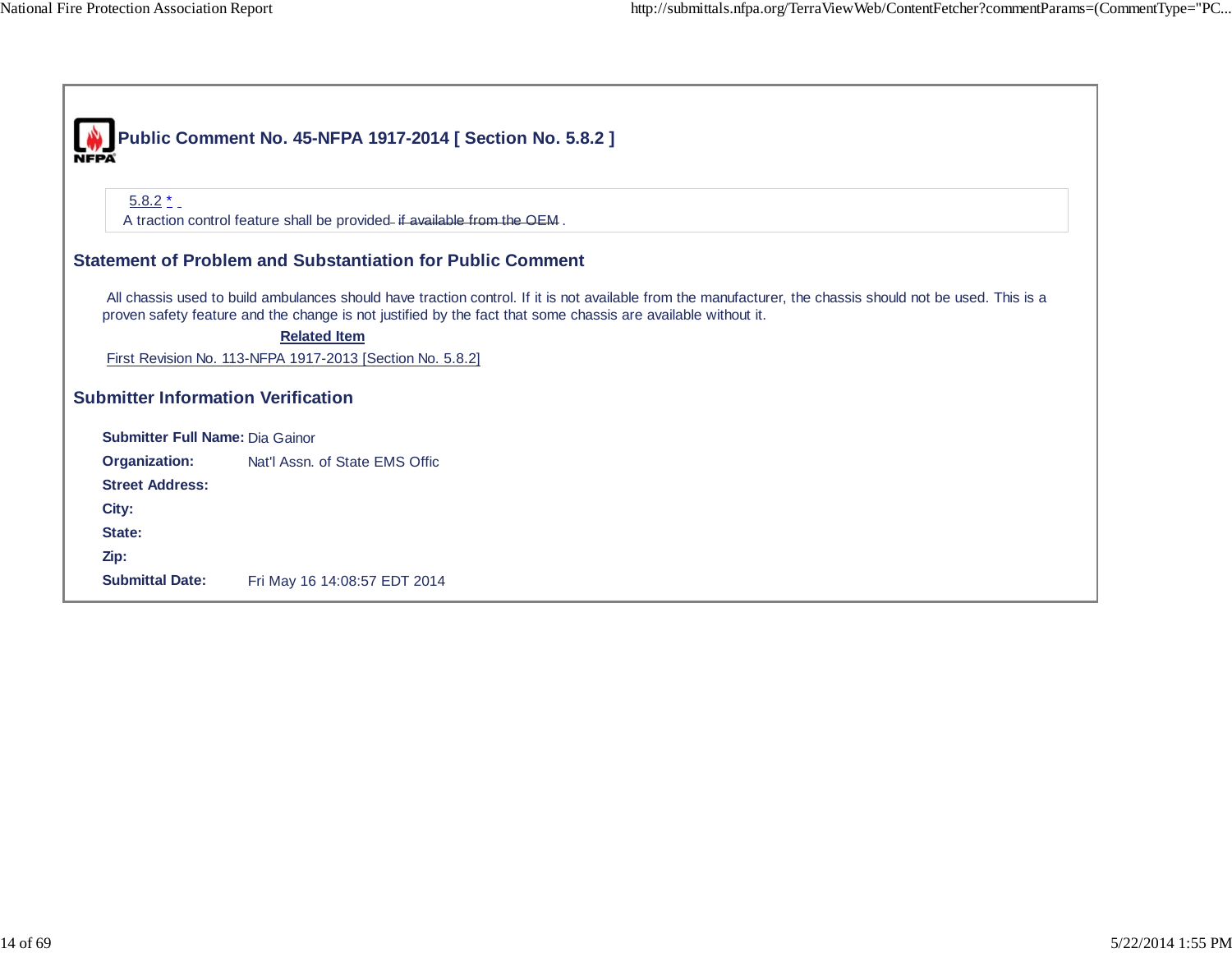# Public Comment No. 45-NFPA 1917-2014 [ Section No. 5.8.2 ]

5.8.2 *

A traction control feature shall be provided ~~if available from the OEM~~ .

## Statement of Problem and Substantiation for Public Comment

All chassis used to build ambulances should have traction control. If it is not available from the manufacturer, the chassis should not be used. This is a proven safety feature and the change is not justified by the fact that some chassis are available without it.

**Related Item**

First Revision No. 113-NFPA 1917-2013 [Section No. 5.8.2]

## Submitter Information Verification

**Submitter Full Name:** Dia Gainor

**Organization:** Nat'l Assn. of State EMS Offic

**Street Address:**

**City:**

**State:**

**Zip:**

**Submittal Date:** Fri May 16 14:08:57 EDT 2014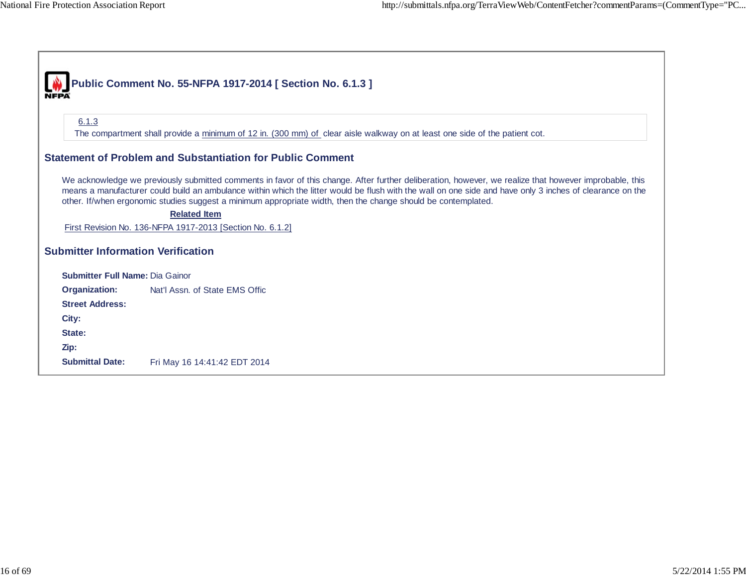## Public Comment No. 55-NFPA 1917-2014 [ Section No. 6.1.3 ]

6.1.3

The compartment shall provide a minimum of 12 in. (300 mm) of clear aisle walkway on at least one side of the patient cot.

## Statement of Problem and Substantiation for Public Comment

We acknowledge we previously submitted comments in favor of this change. After further deliberation, however, we realize that however improbable, this means a manufacturer could build an ambulance within which the litter would be flush with the wall on one side and have only 3 inches of clearance on the other. If/when ergonomic studies suggest a minimum appropriate width, then the change should be contemplated.

**Related Item**

First Revision No. 136-NFPA 1917-2013 [Section No. 6.1.2]

## Submitter Information Verification

**Submitter Full Name:** Dia Gainor

**Organization:** Nat'l Assn. of State EMS Offic

**Street Address:**

**City:**

**State:**

**Zip:**

**Submittal Date:** Fri May 16 14:41:42 EDT 2014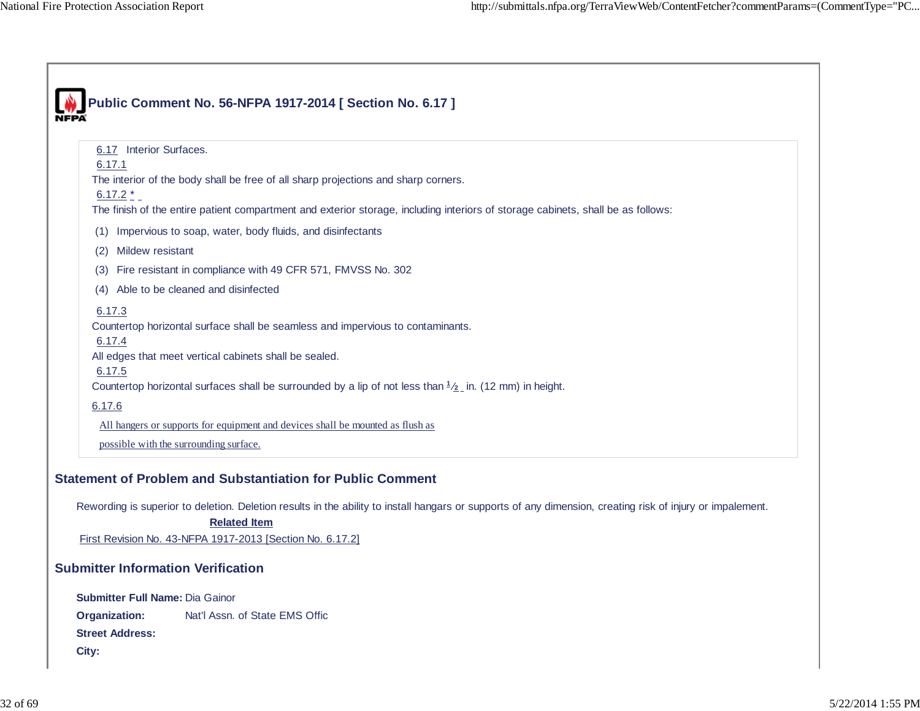# Public Comment No. 56-NFPA 1917-2014 [ Section No. 6.17 ]

6.17 Interior Surfaces.

6.17.1

The interior of the body shall be free of all sharp projections and sharp corners.

6.17.2 *

The finish of the entire patient compartment and exterior storage, including interiors of storage cabinets, shall be as follows:

(1) Impervious to soap, water, body fluids, and disinfectants

(2) Mildew resistant

(3) Fire resistant in compliance with 49 CFR 571, FMVSS No. 302

(4) Able to be cleaned and disinfected

6.17.3

Countertop horizontal surface shall be seamless and impervious to contaminants.

6.17.4

All edges that meet vertical cabinets shall be sealed.

6.17.5

Countertop horizontal surfaces shall be surrounded by a lip of not less than ½ in. (12 mm) in height.

6.17.6

All hangers or supports for equipment and devices shall be mounted as flush as possible with the surrounding surface.

## Statement of Problem and Substantiation for Public Comment

Rewording is superior to deletion. Deletion results in the ability to install hangars or supports of any dimension, creating risk of injury or impalement.

**Related Item**

First Revision No. 43-NFPA 1917-2013 [Section No. 6.17.2]

## Submitter Information Verification

**Submitter Full Name:** Dia Gainor

**Organization:** Nat'l Assn. of State EMS Offic

**Street Address:**

**City:**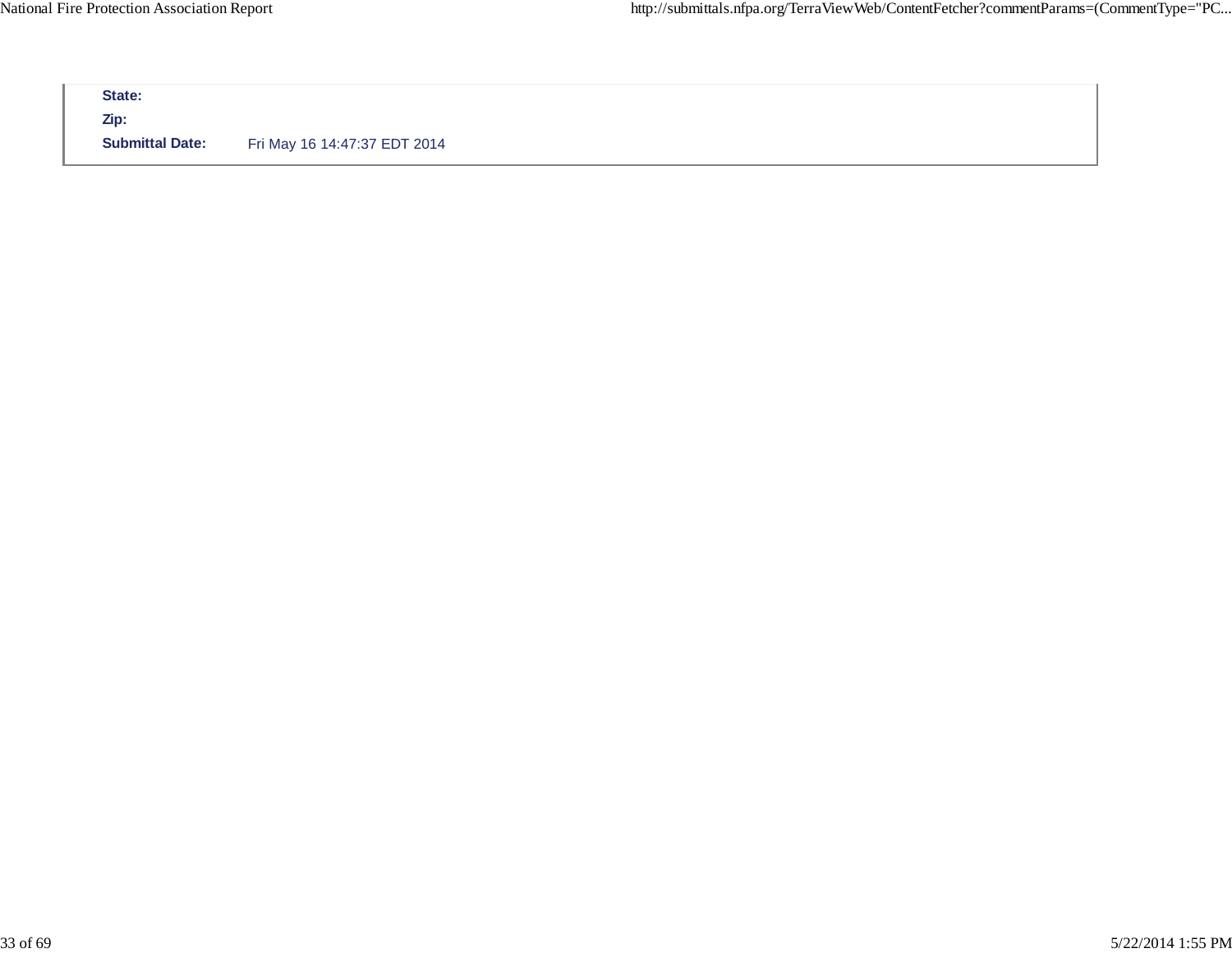**State:**

**Zip:**

**Submittal Date:** Fri May 16 14:47:37 EDT 2014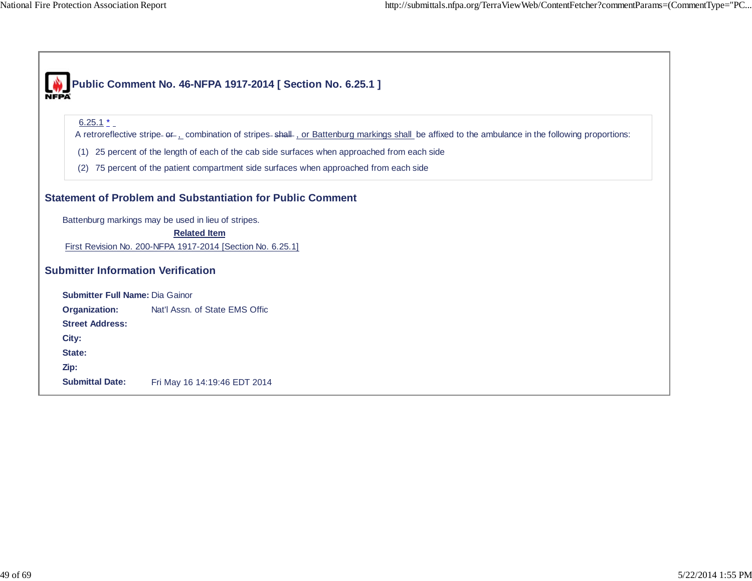## Public Comment No. 46-NFPA 1917-2014 [ Section No. 6.25.1 ]

6.25.1 *

A retroreflective stripe ~~or~~ , combination of stripes ~~shall~~ , or Battenburg markings shall be affixed to the ambulance in the following proportions:

(1) 25 percent of the length of each of the cab side surfaces when approached from each side

(2) 75 percent of the patient compartment side surfaces when approached from each side

### Statement of Problem and Substantiation for Public Comment

Battenburg markings may be used in lieu of stripes.

**Related Item**

First Revision No. 200-NFPA 1917-2014 [Section No. 6.25.1]

### Submitter Information Verification

**Submitter Full Name:** Dia Gainor
**Organization:** Nat'l Assn. of State EMS Offic
**Street Address:**
**City:**
**State:**
**Zip:**
**Submittal Date:** Fri May 16 14:19:46 EDT 2014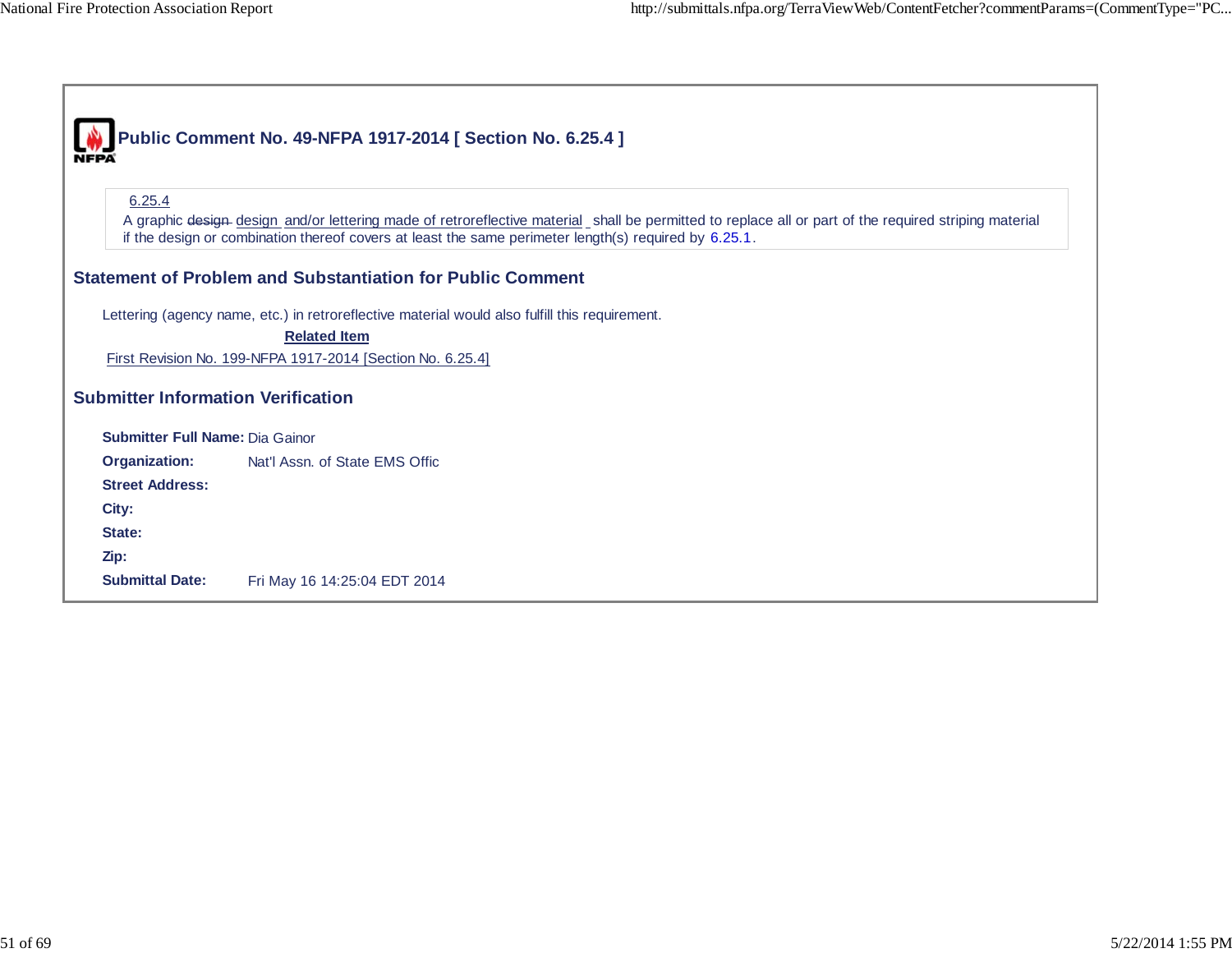# Public Comment No. 49-NFPA 1917-2014 [ Section No. 6.25.4 ]

6.25.4

A graphic ~~design~~ design and/or lettering made of retroreflective material shall be permitted to replace all or part of the required striping material if the design or combination thereof covers at least the same perimeter length(s) required by 6.25.1.

## Statement of Problem and Substantiation for Public Comment

Lettering (agency name, etc.) in retroreflective material would also fulfill this requirement.

**Related Item**

First Revision No. 199-NFPA 1917-2014 [Section No. 6.25.4]

## Submitter Information Verification

**Submitter Full Name:** Dia Gainor

**Organization:** Nat'l Assn. of State EMS Offic

**Street Address:**

**City:**

**State:**

**Zip:**

**Submittal Date:** Fri May 16 14:25:04 EDT 2014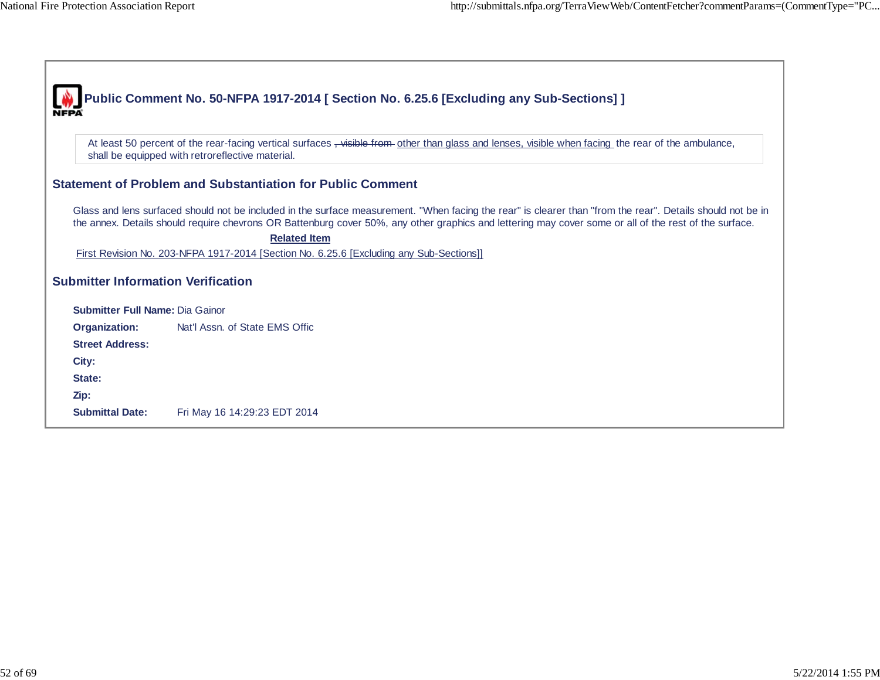# Public Comment No. 50-NFPA 1917-2014 [ Section No. 6.25.6 [Excluding any Sub-Sections] ]

At least 50 percent of the rear-facing vertical surfaces ~~, visible from~~ other than glass and lenses, visible when facing the rear of the ambulance, shall be equipped with retroreflective material.

## Statement of Problem and Substantiation for Public Comment

Glass and lens surfaced should not be included in the surface measurement. "When facing the rear" is clearer than "from the rear". Details should not be in the annex. Details should require chevrons OR Battenburg cover 50%, any other graphics and lettering may cover some or all of the rest of the surface.

**Related Item**

First Revision No. 203-NFPA 1917-2014 [Section No. 6.25.6 [Excluding any Sub-Sections]]

## Submitter Information Verification

**Submitter Full Name:** Dia Gainor

**Organization:** Nat'l Assn. of State EMS Offic

**Street Address:**

**City:**

**State:**

**Zip:**

**Submittal Date:** Fri May 16 14:29:23 EDT 2014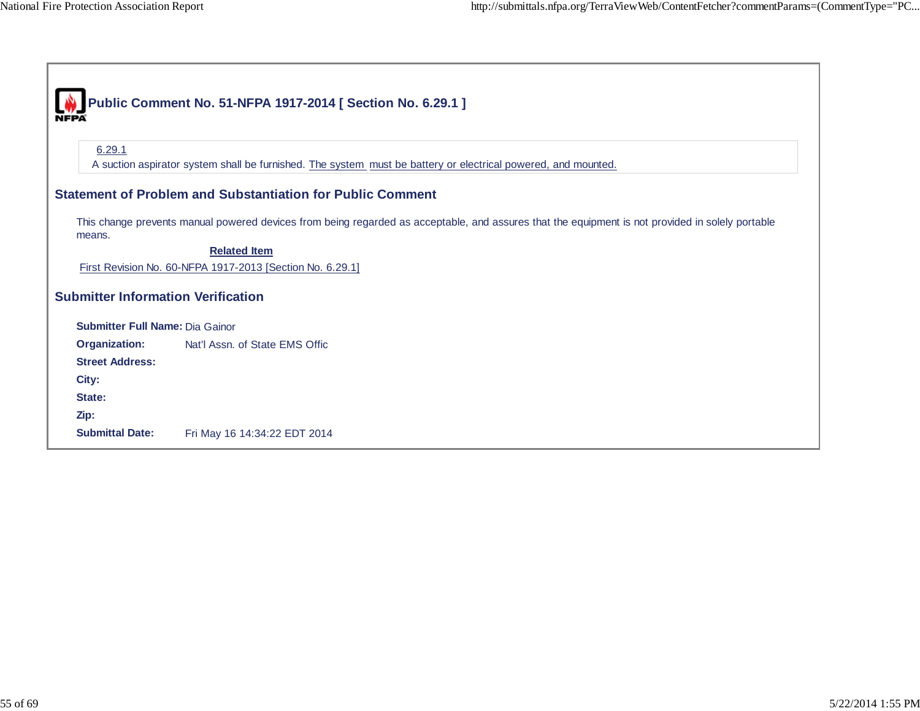# Public Comment No. 51-NFPA 1917-2014 [ Section No. 6.29.1 ]

6.29.1

A suction aspirator system shall be furnished. The system must be battery or electrical powered, and mounted.

## Statement of Problem and Substantiation for Public Comment

This change prevents manual powered devices from being regarded as acceptable, and assures that the equipment is not provided in solely portable means.

**Related Item**

First Revision No. 60-NFPA 1917-2013 [Section No. 6.29.1]

## Submitter Information Verification

**Submitter Full Name:** Dia Gainor

**Organization:** Nat'l Assn. of State EMS Offic

**Street Address:**

**City:**

**State:**

**Zip:**

**Submittal Date:** Fri May 16 14:34:22 EDT 2014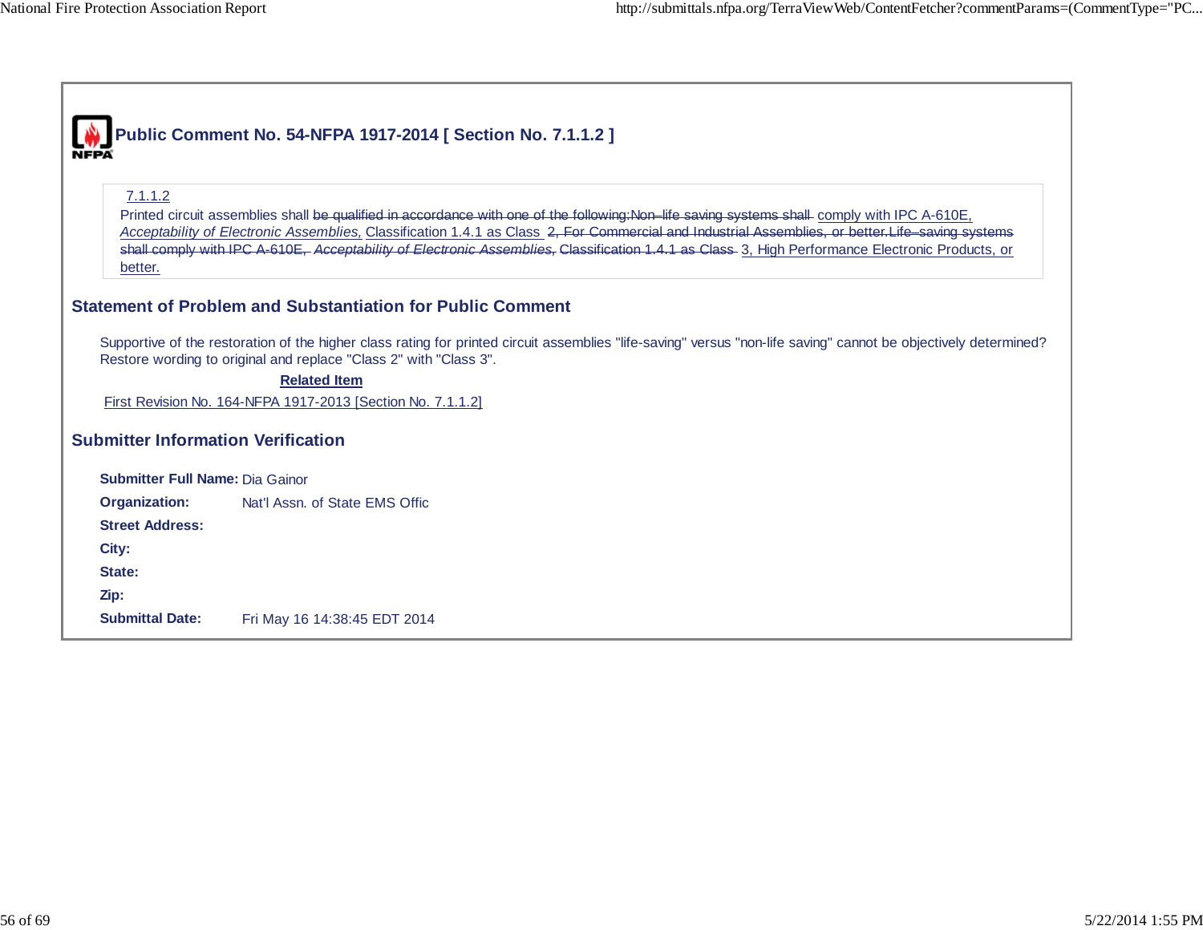## Public Comment No. 54-NFPA 1917-2014 [ Section No. 7.1.1.2 ]

7.1.1.2

Printed circuit assemblies shall ~~be qualified in accordance with one of the following:Non–life saving systems shall~~ comply with IPC A-610E, *Acceptability of Electronic Assemblies,* Classification 1.4.1 as Class ~~2, For Commercial and Industrial Assemblies, or better.Life–saving systems shall comply with IPC A-610E, *Acceptability of Electronic Assemblies,* Classification 1.4.1 as Class~~ 3, High Performance Electronic Products, or better.

### Statement of Problem and Substantiation for Public Comment

Supportive of the restoration of the higher class rating for printed circuit assemblies "life-saving" versus "non-life saving" cannot be objectively determined? Restore wording to original and replace "Class 2" with "Class 3".

**Related Item**

First Revision No. 164-NFPA 1917-2013 [Section No. 7.1.1.2]

### Submitter Information Verification

**Submitter Full Name:** Dia Gainor
**Organization:** Nat'l Assn. of State EMS Offic
**Street Address:**
**City:**
**State:**
**Zip:**
**Submittal Date:** Fri May 16 14:38:45 EDT 2014